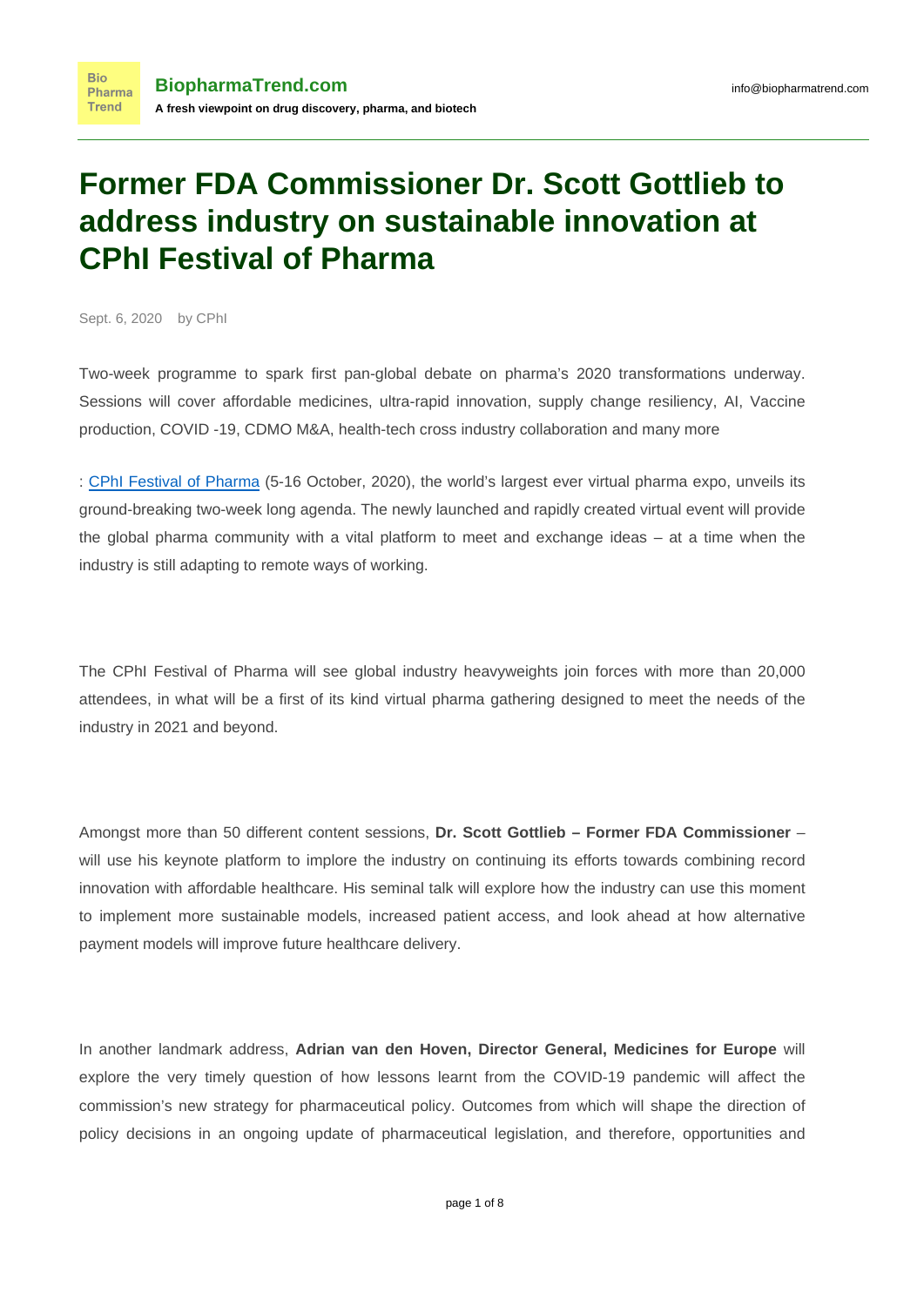# Former FDA Commissioner Dr. Scott Gottlieb to address industry on sustainable innovation at CPhI Festival of Pharma

Sept. 6, 2020 by CPhI

Two-week programme to spark first pan-global debate on pharma's 2020 transformations underway. Sessions will cover affordable medicines, ultra-rapid innovation, supply change resiliency, AI, Vaccine production, COVID -19, CDMO M&A, health-tech cross industry collaboration and many more

: [CPhI Festival of Pharma](CPhI Festival of Pharma) (5-16 October, 2020), the world's largest ever virtual pharma expo, unveils its ground-breaking two-week long agenda. The newly launched and rapidly created virtual event will provide the global pharma community with a vital platform to meet and exchange ideas – at a time when the industry is still adapting to remote ways of working.

The CPhI Festival of Pharma will see global industry heavyweights join forces with more than 20,000 attendees, in what will be a first of its kind virtual pharma gathering designed to meet the needs of the industry in 2021 and beyond.

Amongst more than 50 different content sessions, **Dr. Scott Gottlieb – Former FDA Commissioner** – will use his keynote platform to implore the industry on continuing its efforts towards combining record innovation with affordable healthcare. His seminal talk will explore how the industry can use this moment to implement more sustainable models, increased patient access, and look ahead at how alternative payment models will improve future healthcare delivery.

In another landmark address, **Adrian van den Hoven, Director General, Medicines for Europe** will explore the very timely question of how lessons learnt from the COVID-19 pandemic will affect the commission's new strategy for pharmaceutical policy. Outcomes from which will shape the direction of policy decisions in an ongoing update of pharmaceutical legislation, and therefore, opportunities and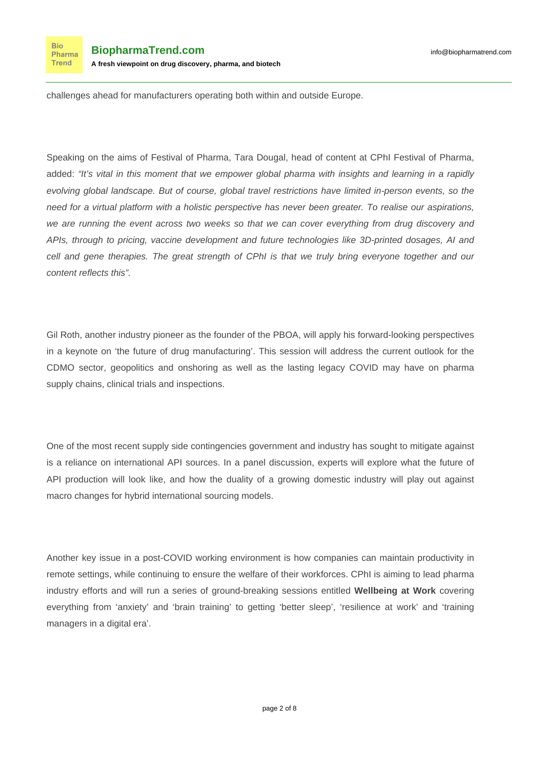challenges ahead for manufacturers operating both within and outside Europe.

Speaking on the aims of Festival of Pharma, Tara Dougal, head of content at CPhI Festival of Pharma, added: *"It's vital in this moment that we empower global pharma with insights and learning in a rapidly evolving global landscape. But of course, global travel restrictions have limited in-person events, so the need for a virtual platform with a holistic perspective has never been greater. To realise our aspirations, we are running the event across two weeks so that we can cover everything from drug discovery and APIs, through to pricing, vaccine development and future technologies like 3D-printed dosages, AI and cell and gene therapies. The great strength of CPhI is that we truly bring everyone together and our content reflects this"*.

Gil Roth, another industry pioneer as the founder of the PBOA, will apply his forward-looking perspectives in a keynote on 'the future of drug manufacturing'. This session will address the current outlook for the CDMO sector, geopolitics and onshoring as well as the lasting legacy COVID may have on pharma supply chains, clinical trials and inspections.

One of the most recent supply side contingencies government and industry has sought to mitigate against is a reliance on international API sources. In a panel discussion, experts will explore what the future of API production will look like, and how the duality of a growing domestic industry will play out against macro changes for hybrid international sourcing models.

Another key issue in a post-COVID working environment is how companies can maintain productivity in remote settings, while continuing to ensure the welfare of their workforces. CPhI is aiming to lead pharma industry efforts and will run a series of ground-breaking sessions entitled **Wellbeing at Work** covering everything from 'anxiety' and 'brain training' to getting 'better sleep', 'resilience at work' and 'training managers in a digital era'.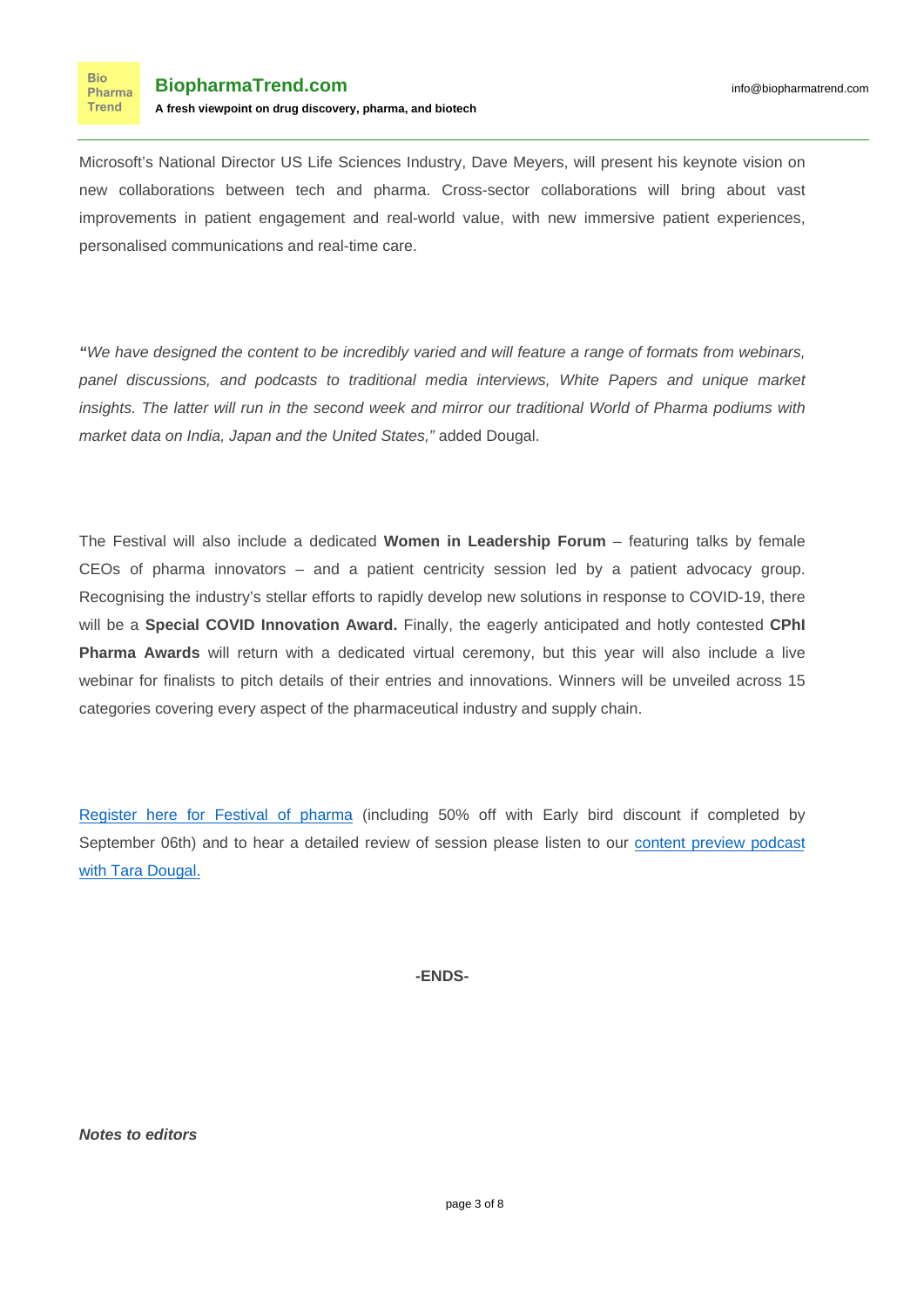Microsoft's National Director US Life Sciences Industry, Dave Meyers, will present his keynote vision on new collaborations between tech and pharma. Cross-sector collaborations will bring about vast improvements in patient engagement and real-world value, with new immersive patient experiences, personalised communications and real-time care.

*"We have designed the content to be incredibly varied and will feature a range of formats from webinars, panel discussions, and podcasts to traditional media interviews, White Papers and unique market insights. The latter will run in the second week and mirror our traditional World of Pharma podiums with market data on India, Japan and the United States,"* added Dougal.

The Festival will also include a dedicated **Women in Leadership Forum** – featuring talks by female CEOs of pharma innovators – and a patient centricity session led by a patient advocacy group. Recognising the industry's stellar efforts to rapidly develop new solutions in response to COVID-19, there will be a **Special COVID Innovation Award.** Finally, the eagerly anticipated and hotly contested **CPhI Pharma Awards** will return with a dedicated virtual ceremony, but this year will also include a live webinar for finalists to pitch details of their entries and innovations. Winners will be unveiled across 15 categories covering every aspect of the pharmaceutical industry and supply chain.

Register here for Festival of pharma (including 50% off with Early bird discount if completed by September 06th) and to hear a detailed review of session please listen to our content preview podcast with Tara Dougal.

**-ENDS-**

***Notes to editors***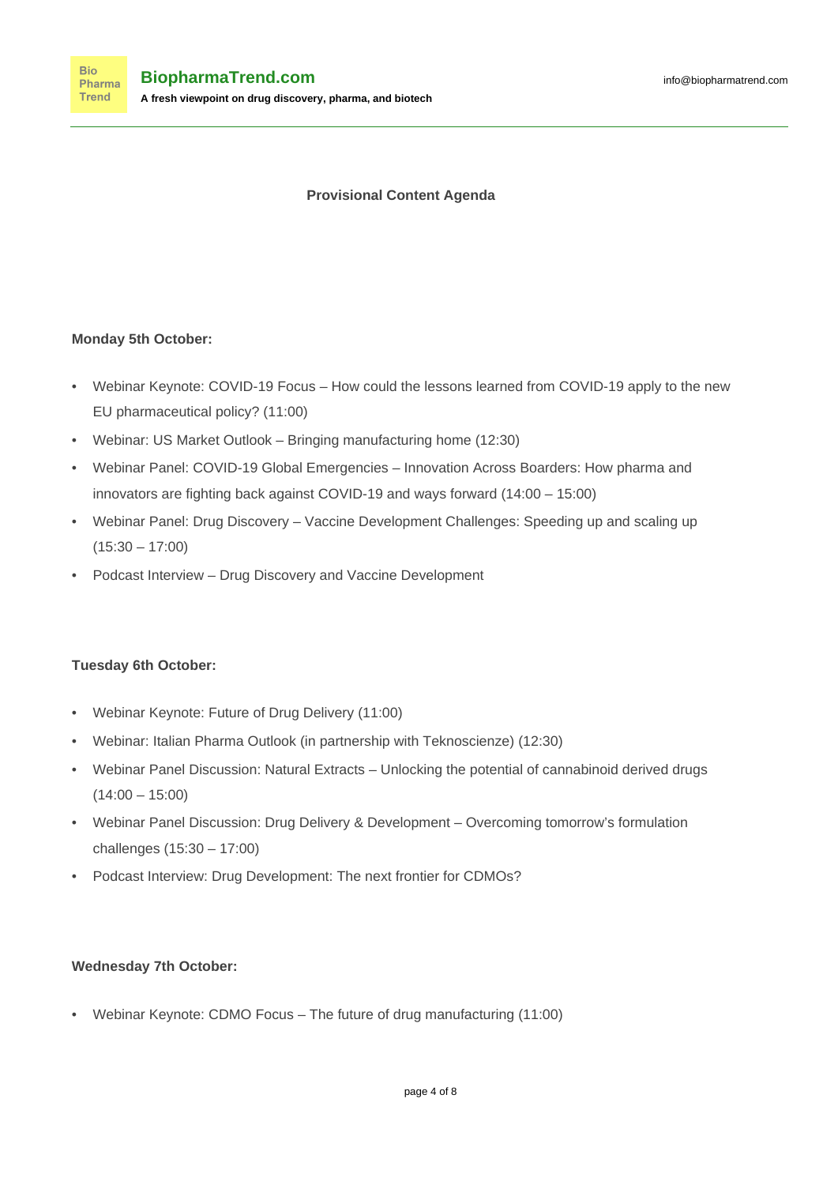**Provisional Content Agenda**

**Monday 5th October:**

- Webinar Keynote: COVID-19 Focus – How could the lessons learned from COVID-19 apply to the new EU pharmaceutical policy? (11:00)
- Webinar: US Market Outlook – Bringing manufacturing home (12:30)
- Webinar Panel: COVID-19 Global Emergencies – Innovation Across Boarders: How pharma and innovators are fighting back against COVID-19 and ways forward (14:00 – 15:00)
- Webinar Panel: Drug Discovery – Vaccine Development Challenges: Speeding up and scaling up (15:30 – 17:00)
- Podcast Interview – Drug Discovery and Vaccine Development

**Tuesday 6th October:**

- Webinar Keynote: Future of Drug Delivery (11:00)
- Webinar: Italian Pharma Outlook (in partnership with Teknoscienze) (12:30)
- Webinar Panel Discussion: Natural Extracts – Unlocking the potential of cannabinoid derived drugs (14:00 – 15:00)
- Webinar Panel Discussion: Drug Delivery & Development – Overcoming tomorrow's formulation challenges (15:30 – 17:00)
- Podcast Interview: Drug Development: The next frontier for CDMOs?

**Wednesday 7th October:**

- Webinar Keynote: CDMO Focus – The future of drug manufacturing (11:00)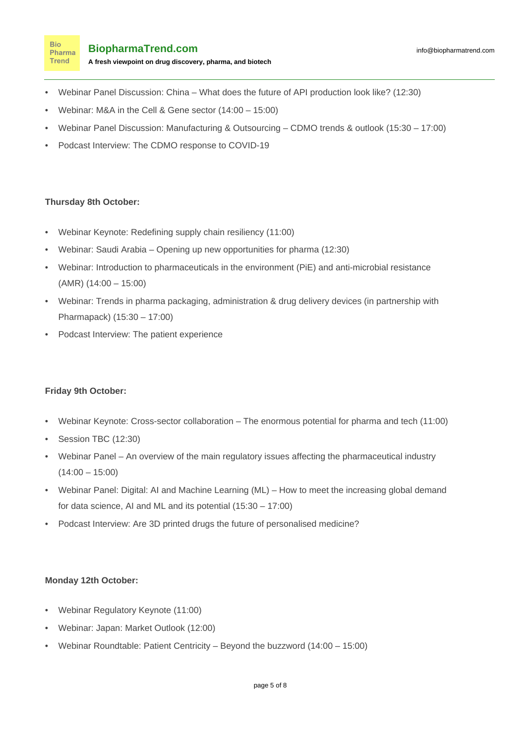- Webinar Panel Discussion: China – What does the future of API production look like? (12:30)
- Webinar: M&A in the Cell & Gene sector (14:00 – 15:00)
- Webinar Panel Discussion: Manufacturing & Outsourcing – CDMO trends & outlook (15:30 – 17:00)
- Podcast Interview: The CDMO response to COVID-19

**Thursday 8th October:**

- Webinar Keynote: Redefining supply chain resiliency (11:00)
- Webinar: Saudi Arabia – Opening up new opportunities for pharma (12:30)
- Webinar: Introduction to pharmaceuticals in the environment (PiE) and anti-microbial resistance (AMR) (14:00 – 15:00)
- Webinar: Trends in pharma packaging, administration & drug delivery devices (in partnership with Pharmapack) (15:30 – 17:00)
- Podcast Interview: The patient experience

**Friday 9th October:**

- Webinar Keynote: Cross-sector collaboration – The enormous potential for pharma and tech (11:00)
- Session TBC (12:30)
- Webinar Panel – An overview of the main regulatory issues affecting the pharmaceutical industry (14:00 – 15:00)
- Webinar Panel: Digital: AI and Machine Learning (ML) – How to meet the increasing global demand for data science, AI and ML and its potential (15:30 – 17:00)
- Podcast Interview: Are 3D printed drugs the future of personalised medicine?

**Monday 12th October:**

- Webinar Regulatory Keynote (11:00)
- Webinar: Japan: Market Outlook (12:00)
- Webinar Roundtable: Patient Centricity – Beyond the buzzword (14:00 – 15:00)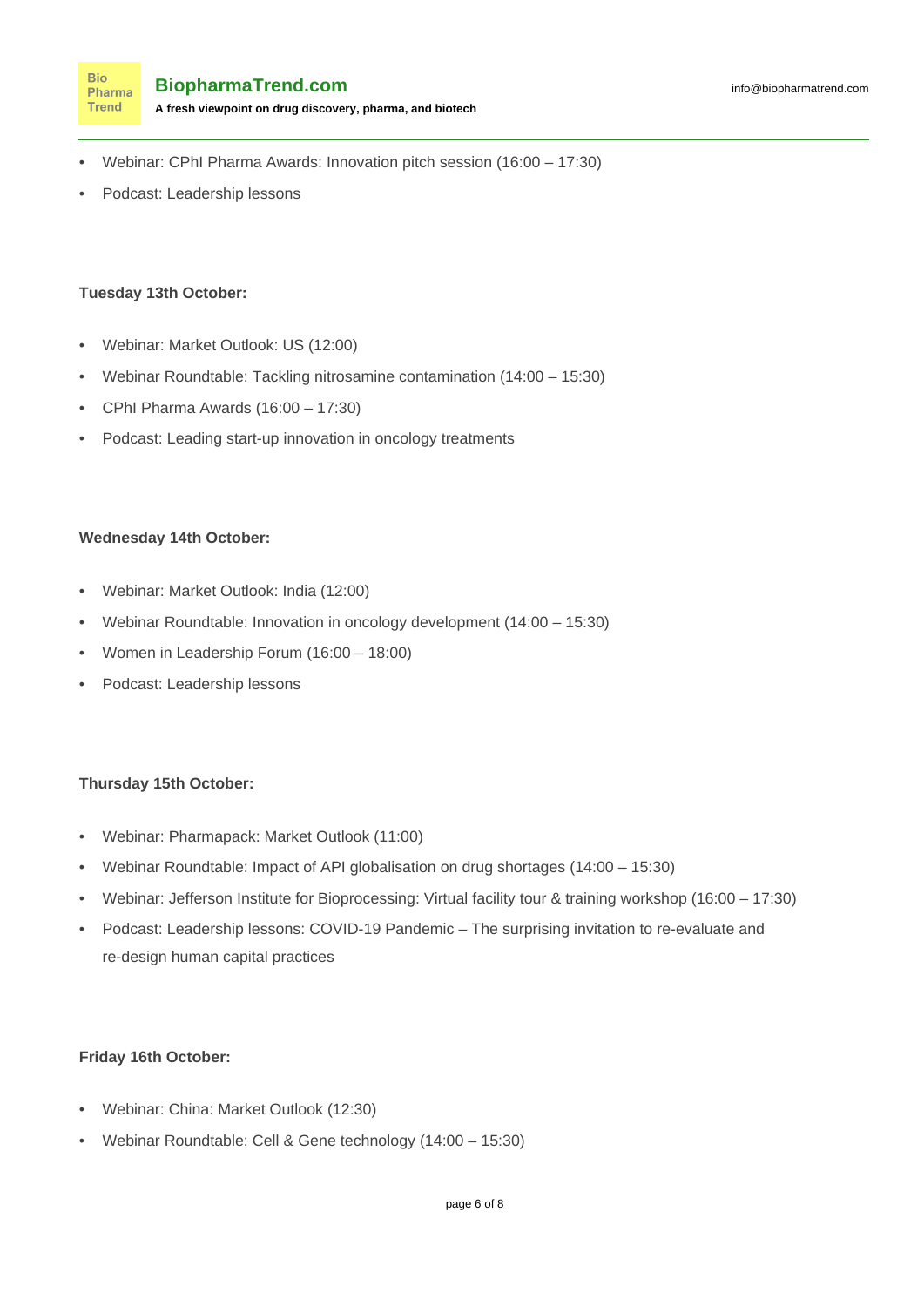- Webinar: CPhI Pharma Awards: Innovation pitch session (16:00 – 17:30)
- Podcast: Leadership lessons

**Tuesday 13th October:**

- Webinar: Market Outlook: US (12:00)
- Webinar Roundtable: Tackling nitrosamine contamination (14:00 – 15:30)
- CPhI Pharma Awards (16:00 – 17:30)
- Podcast: Leading start-up innovation in oncology treatments

**Wednesday 14th October:**

- Webinar: Market Outlook: India (12:00)
- Webinar Roundtable: Innovation in oncology development (14:00 – 15:30)
- Women in Leadership Forum (16:00 – 18:00)
- Podcast: Leadership lessons

**Thursday 15th October:**

- Webinar: Pharmapack: Market Outlook (11:00)
- Webinar Roundtable: Impact of API globalisation on drug shortages (14:00 – 15:30)
- Webinar: Jefferson Institute for Bioprocessing: Virtual facility tour & training workshop (16:00 – 17:30)
- Podcast: Leadership lessons: COVID-19 Pandemic – The surprising invitation to re-evaluate and re-design human capital practices

**Friday 16th October:**

- Webinar: China: Market Outlook (12:30)
- Webinar Roundtable: Cell & Gene technology (14:00 – 15:30)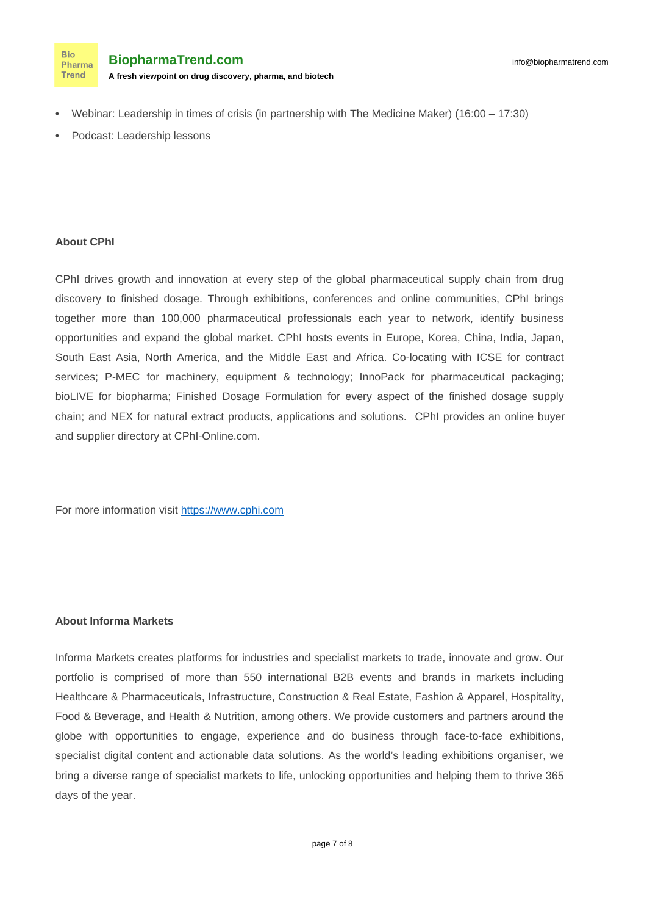- Webinar: Leadership in times of crisis (in partnership with The Medicine Maker) (16:00 – 17:30)
- Podcast: Leadership lessons

**About CPhI**

CPhI drives growth and innovation at every step of the global pharmaceutical supply chain from drug discovery to finished dosage. Through exhibitions, conferences and online communities, CPhI brings together more than 100,000 pharmaceutical professionals each year to network, identify business opportunities and expand the global market. CPhI hosts events in Europe, Korea, China, India, Japan, South East Asia, North America, and the Middle East and Africa. Co-locating with ICSE for contract services; P-MEC for machinery, equipment & technology; InnoPack for pharmaceutical packaging; bioLIVE for biopharma; Finished Dosage Formulation for every aspect of the finished dosage supply chain; and NEX for natural extract products, applications and solutions. CPhI provides an online buyer and supplier directory at CPhI-Online.com.

For more information visit [https://www.cphi.com](https://www.cphi.com)

**About Informa Markets**

Informa Markets creates platforms for industries and specialist markets to trade, innovate and grow. Our portfolio is comprised of more than 550 international B2B events and brands in markets including Healthcare & Pharmaceuticals, Infrastructure, Construction & Real Estate, Fashion & Apparel, Hospitality, Food & Beverage, and Health & Nutrition, among others. We provide customers and partners around the globe with opportunities to engage, experience and do business through face-to-face exhibitions, specialist digital content and actionable data solutions. As the world's leading exhibitions organiser, we bring a diverse range of specialist markets to life, unlocking opportunities and helping them to thrive 365 days of the year.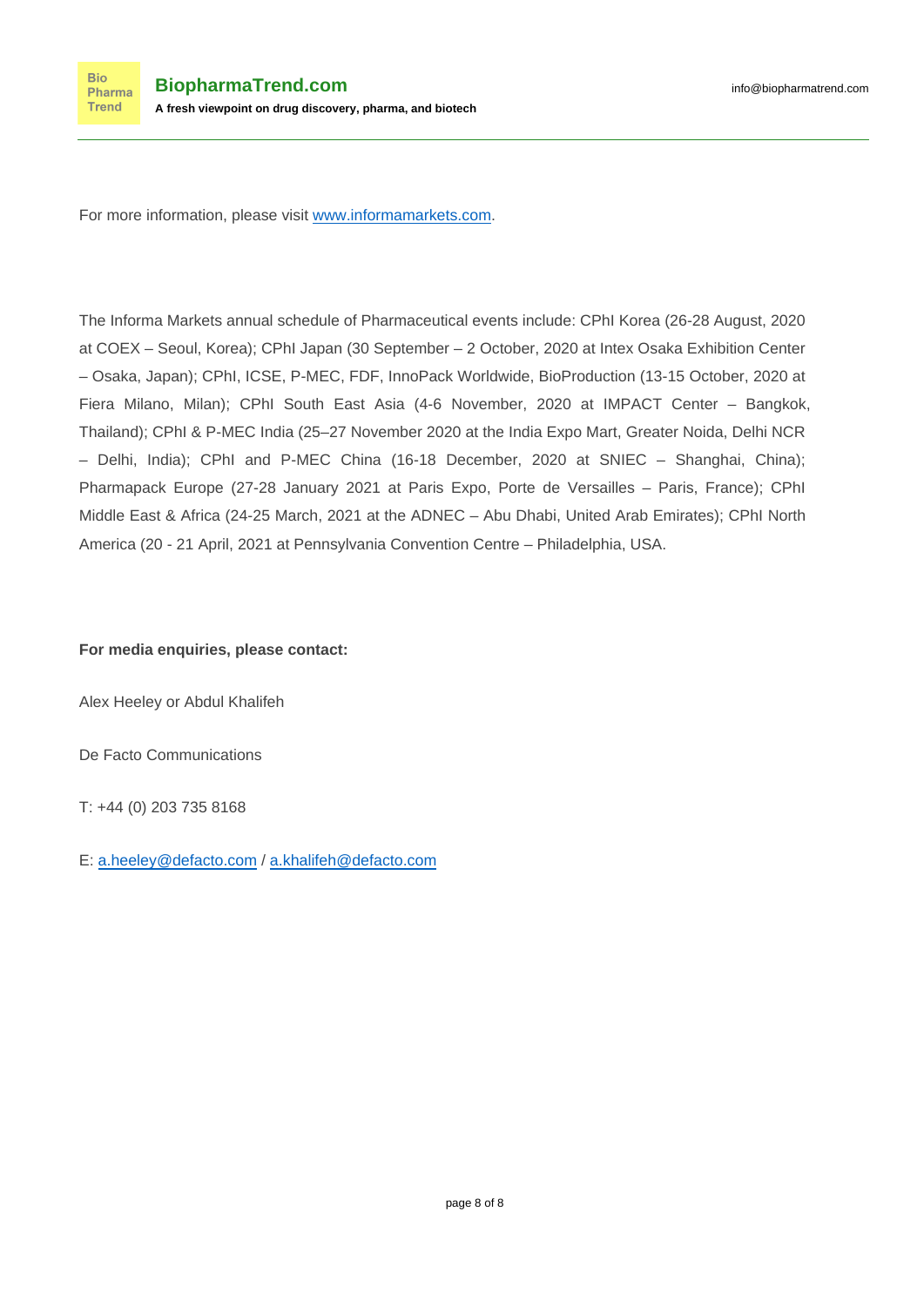For more information, please visit www.informamarkets.com.

The Informa Markets annual schedule of Pharmaceutical events include: CPhI Korea (26-28 August, 2020 at COEX – Seoul, Korea); CPhI Japan (30 September – 2 October, 2020 at Intex Osaka Exhibition Center – Osaka, Japan); CPhI, ICSE, P-MEC, FDF, InnoPack Worldwide, BioProduction (13-15 October, 2020 at Fiera Milano, Milan); CPhI South East Asia (4-6 November, 2020 at IMPACT Center – Bangkok, Thailand); CPhI & P-MEC India (25–27 November 2020 at the India Expo Mart, Greater Noida, Delhi NCR – Delhi, India); CPhI and P-MEC China (16-18 December, 2020 at SNIEC – Shanghai, China); Pharmapack Europe (27-28 January 2021 at Paris Expo, Porte de Versailles – Paris, France); CPhI Middle East & Africa (24-25 March, 2021 at the ADNEC – Abu Dhabi, United Arab Emirates); CPhI North America (20 - 21 April, 2021 at Pennsylvania Convention Centre – Philadelphia, USA.

**For media enquiries, please contact:**

Alex Heeley or Abdul Khalifeh

De Facto Communications

T: +44 (0) 203 735 8168

E: a.heeley@defacto.com / a.khalifeh@defacto.com